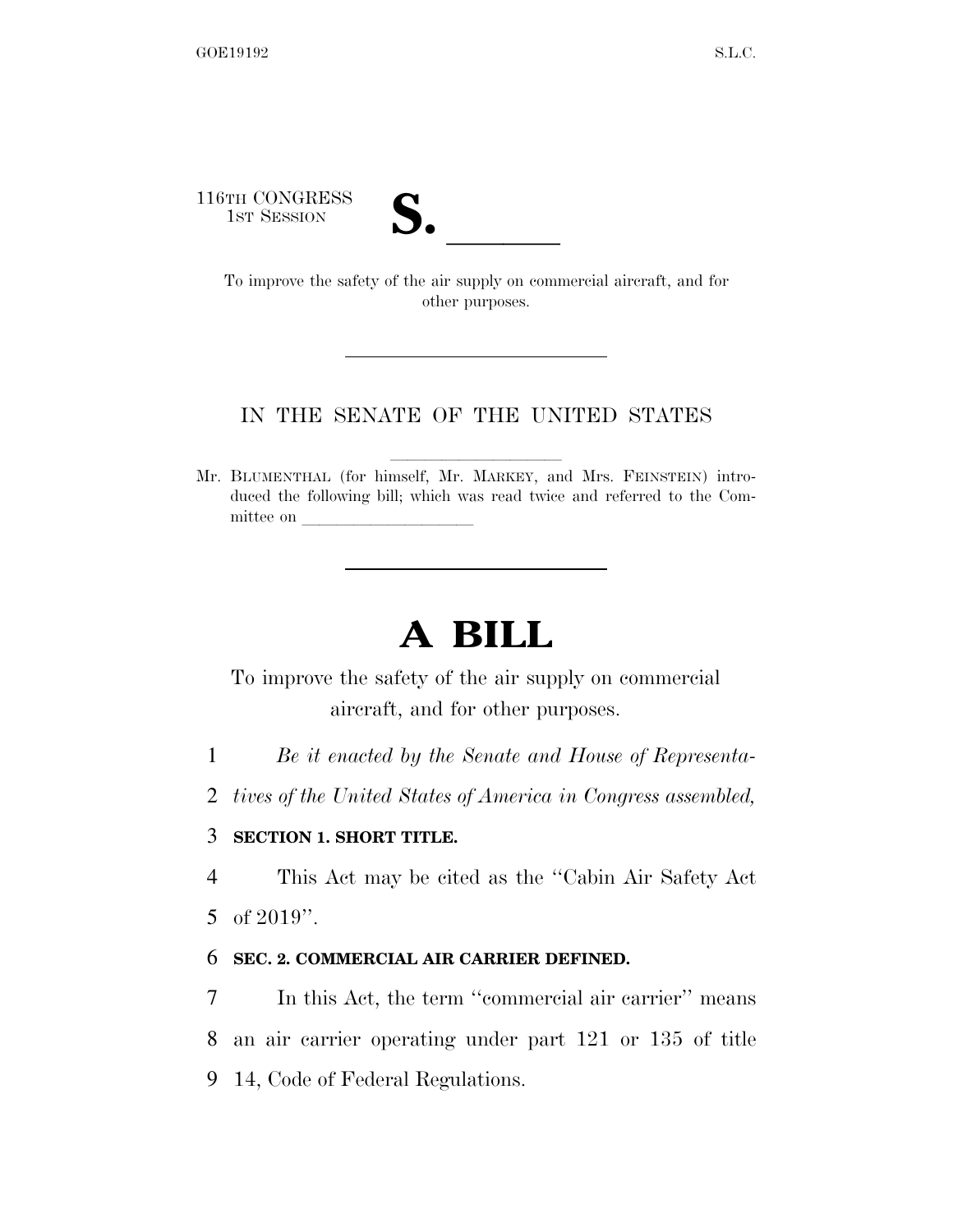116TH CONGRESS
1ST SESSION

# S. \_\_\_\_\_\_

To improve the safety of the air supply on commercial aircraft, and for other purposes.

---

IN THE SENATE OF THE UNITED STATES

Mr. BLUMENTHAL (for himself, Mr. MARKEY, and Mrs. FEINSTEIN) introduced the following bill; which was read twice and referred to the Committee on \_\_\_\_\_\_\_\_\_\_\_\_\_\_\_\_\_\_\_\_

---

# A BILL

To improve the safety of the air supply on commercial aircraft, and for other purposes.

1 *Be it enacted by the Senate and House of Representa-*
2 *tives of the United States of America in Congress assembled,*

3 **SECTION 1. SHORT TITLE.**

4 This Act may be cited as the "Cabin Air Safety Act
5 of 2019".

6 **SEC. 2. COMMERCIAL AIR CARRIER DEFINED.**

7 In this Act, the term "commercial air carrier" means
8 an air carrier operating under part 121 or 135 of title
9 14, Code of Federal Regulations.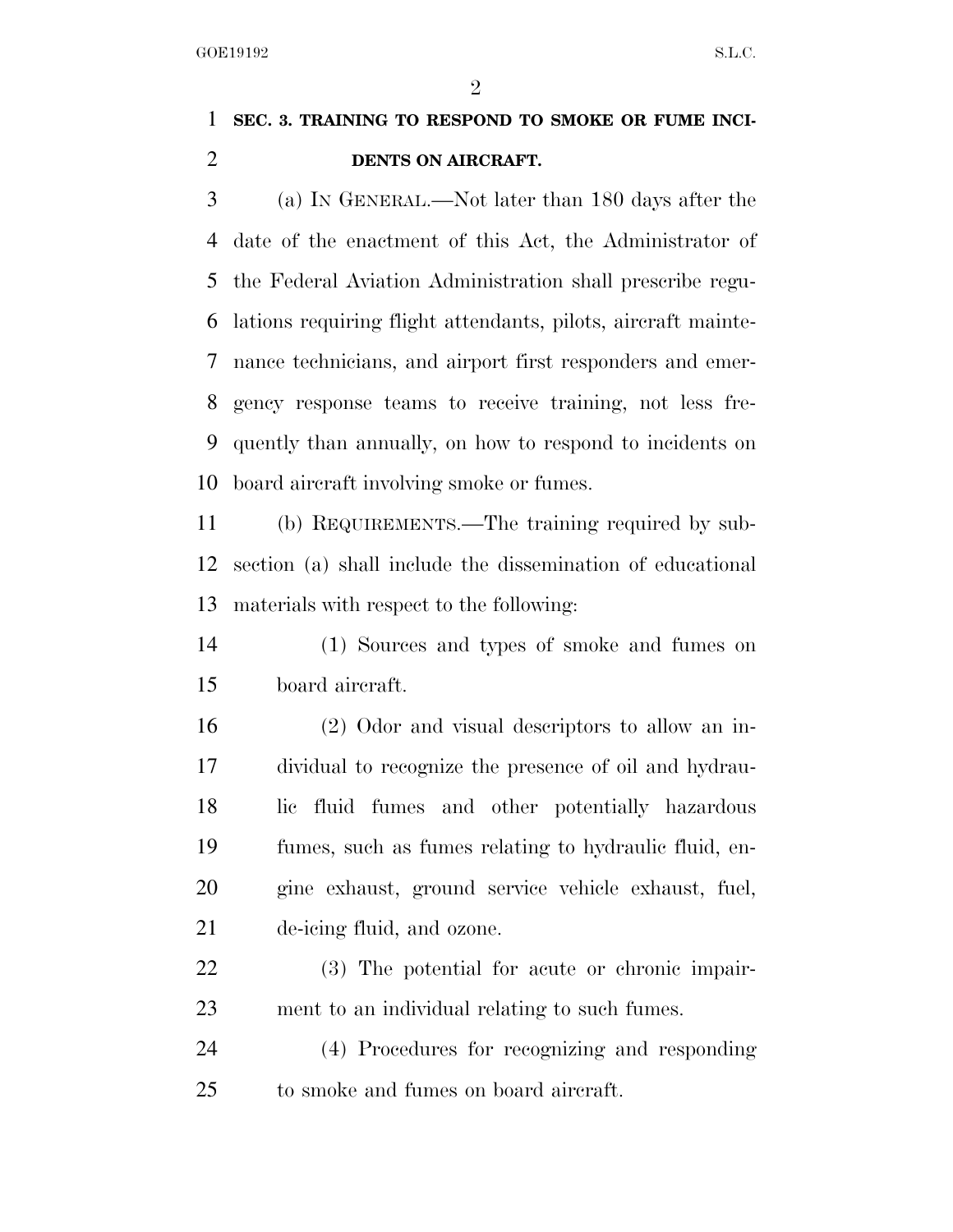**SEC. 3. TRAINING TO RESPOND TO SMOKE OR FUME INCIDENTS ON AIRCRAFT.**

(a) IN GENERAL.—Not later than 180 days after the date of the enactment of this Act, the Administrator of the Federal Aviation Administration shall prescribe regulations requiring flight attendants, pilots, aircraft maintenance technicians, and airport first responders and emergency response teams to receive training, not less frequently than annually, on how to respond to incidents on board aircraft involving smoke or fumes.

(b) REQUIREMENTS.—The training required by subsection (a) shall include the dissemination of educational materials with respect to the following:

(1) Sources and types of smoke and fumes on board aircraft.

(2) Odor and visual descriptors to allow an individual to recognize the presence of oil and hydraulic fluid fumes and other potentially hazardous fumes, such as fumes relating to hydraulic fluid, engine exhaust, ground service vehicle exhaust, fuel, de-icing fluid, and ozone.

(3) The potential for acute or chronic impairment to an individual relating to such fumes.

(4) Procedures for recognizing and responding to smoke and fumes on board aircraft.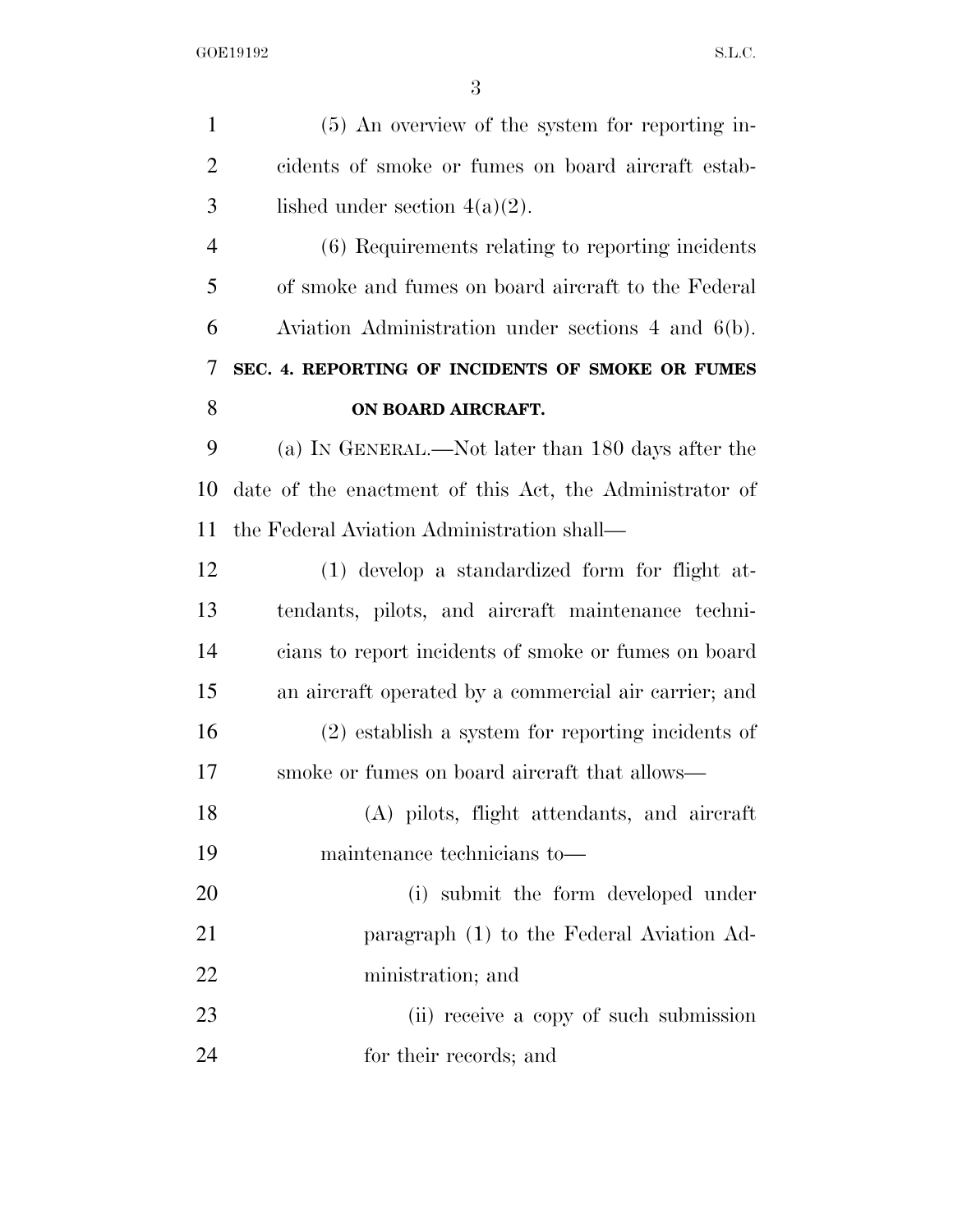(5) An overview of the system for reporting incidents of smoke or fumes on board aircraft established under section 4(a)(2).

(6) Requirements relating to reporting incidents of smoke and fumes on board aircraft to the Federal Aviation Administration under sections 4 and 6(b).

**SEC. 4. REPORTING OF INCIDENTS OF SMOKE OR FUMES ON BOARD AIRCRAFT.**

(a) IN GENERAL.—Not later than 180 days after the date of the enactment of this Act, the Administrator of the Federal Aviation Administration shall—

(1) develop a standardized form for flight attendants, pilots, and aircraft maintenance technicians to report incidents of smoke or fumes on board an aircraft operated by a commercial air carrier; and

(2) establish a system for reporting incidents of smoke or fumes on board aircraft that allows—

(A) pilots, flight attendants, and aircraft maintenance technicians to—

(i) submit the form developed under paragraph (1) to the Federal Aviation Administration; and

(ii) receive a copy of such submission for their records; and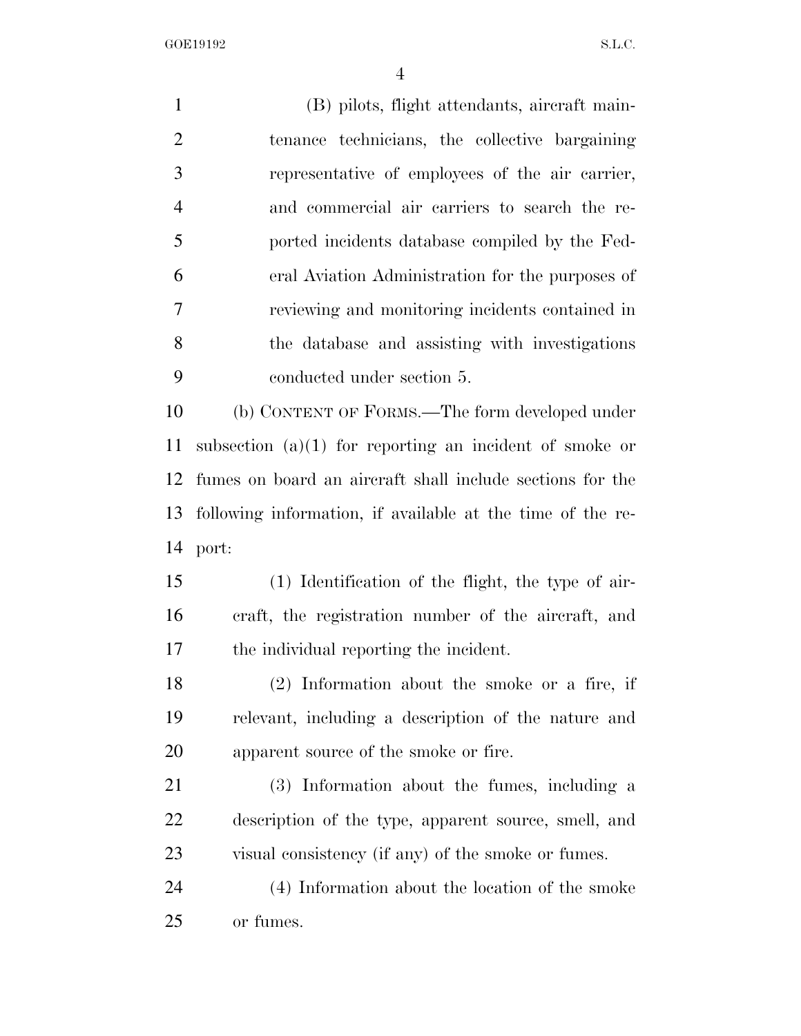(B) pilots, flight attendants, aircraft maintenance technicians, the collective bargaining representative of employees of the air carrier, and commercial air carriers to search the reported incidents database compiled by the Federal Aviation Administration for the purposes of reviewing and monitoring incidents contained in the database and assisting with investigations conducted under section 5.

(b) CONTENT OF FORMS.—The form developed under subsection (a)(1) for reporting an incident of smoke or fumes on board an aircraft shall include sections for the following information, if available at the time of the report:

(1) Identification of the flight, the type of aircraft, the registration number of the aircraft, and the individual reporting the incident.

(2) Information about the smoke or a fire, if relevant, including a description of the nature and apparent source of the smoke or fire.

(3) Information about the fumes, including a description of the type, apparent source, smell, and visual consistency (if any) of the smoke or fumes.

(4) Information about the location of the smoke or fumes.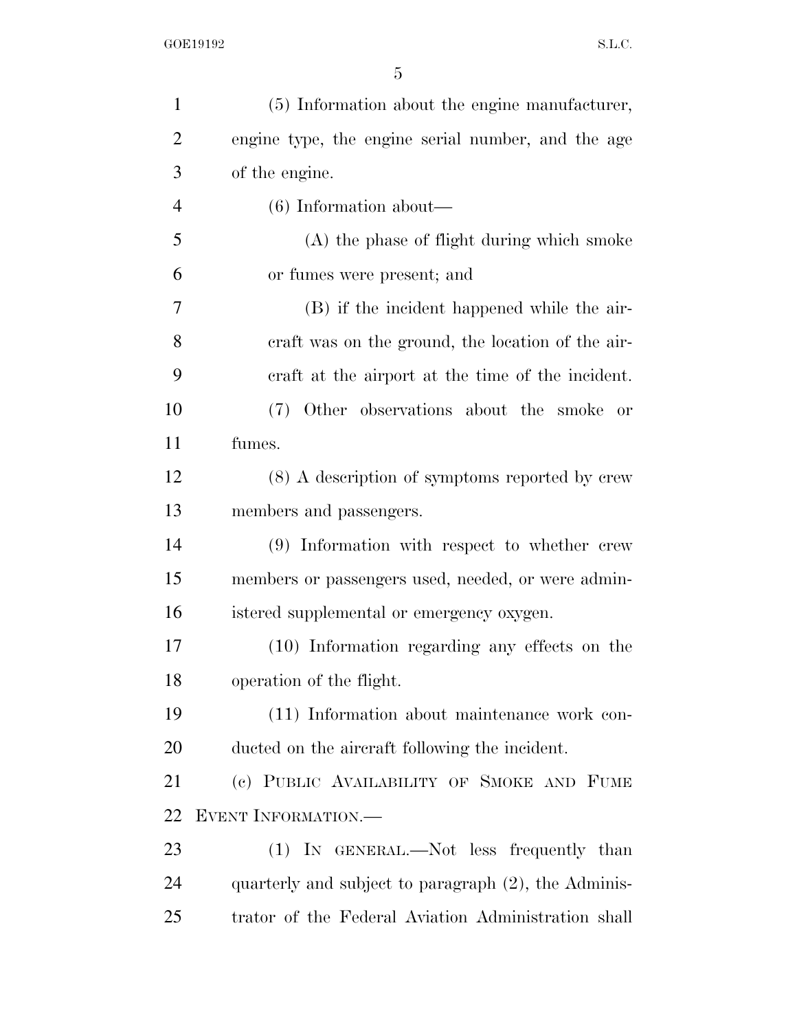(5) Information about the engine manufacturer, engine type, the engine serial number, and the age of the engine.

(6) Information about—

(A) the phase of flight during which smoke or fumes were present; and

(B) if the incident happened while the aircraft was on the ground, the location of the aircraft at the airport at the time of the incident.

(7) Other observations about the smoke or fumes.

(8) A description of symptoms reported by crew members and passengers.

(9) Information with respect to whether crew members or passengers used, needed, or were administered supplemental or emergency oxygen.

(10) Information regarding any effects on the operation of the flight.

(11) Information about maintenance work conducted on the aircraft following the incident.

(c) PUBLIC AVAILABILITY OF SMOKE AND FUME EVENT INFORMATION.—

(1) IN GENERAL.—Not less frequently than quarterly and subject to paragraph (2), the Administrator of the Federal Aviation Administration shall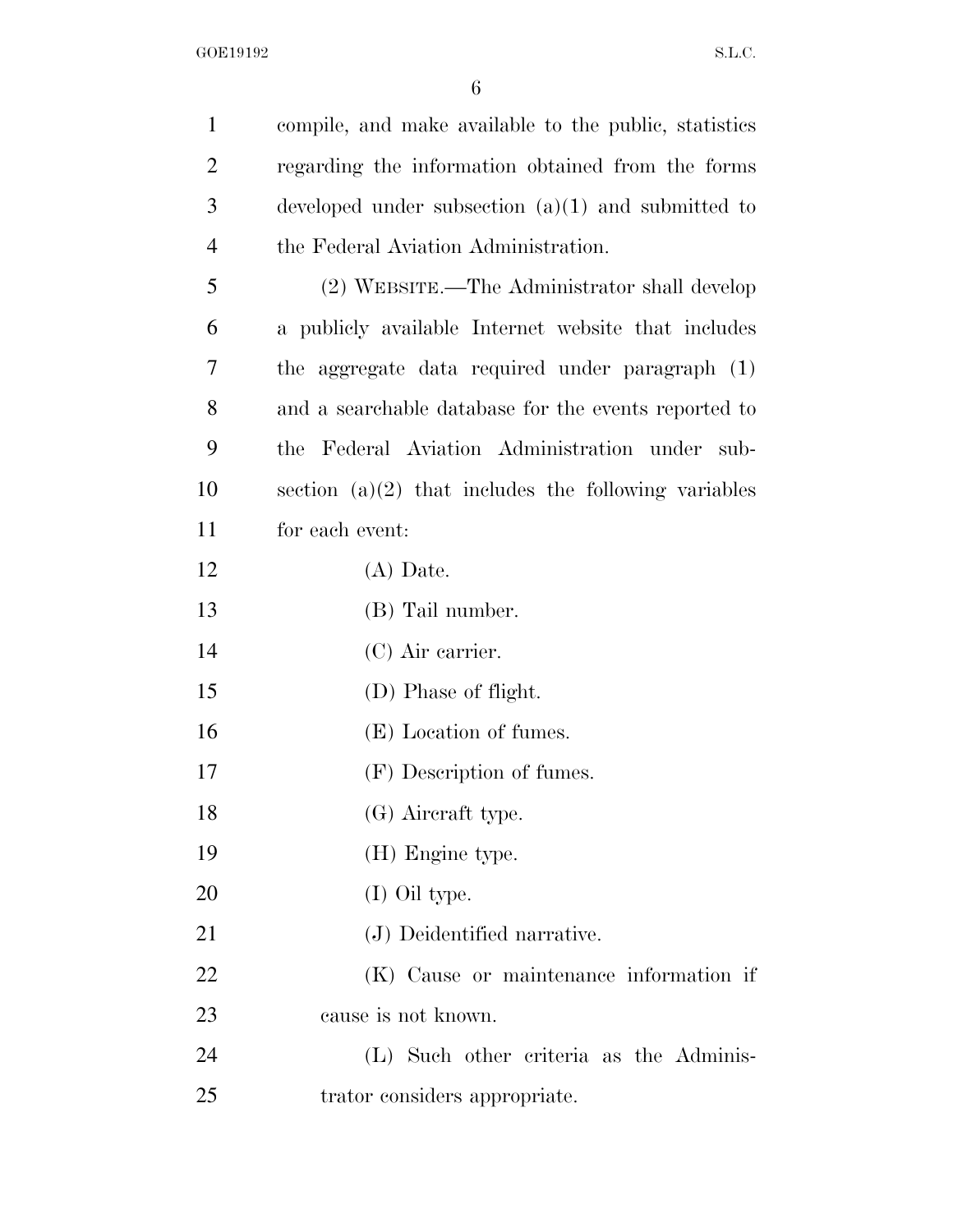compile, and make available to the public, statistics regarding the information obtained from the forms developed under subsection (a)(1) and submitted to the Federal Aviation Administration.

(2) WEBSITE.—The Administrator shall develop a publicly available Internet website that includes the aggregate data required under paragraph (1) and a searchable database for the events reported to the Federal Aviation Administration under subsection (a)(2) that includes the following variables for each event:

(A) Date.

(B) Tail number.

(C) Air carrier.

(D) Phase of flight.

(E) Location of fumes.

(F) Description of fumes.

(G) Aircraft type.

(H) Engine type.

(I) Oil type.

(J) Deidentified narrative.

(K) Cause or maintenance information if cause is not known.

(L) Such other criteria as the Administrator considers appropriate.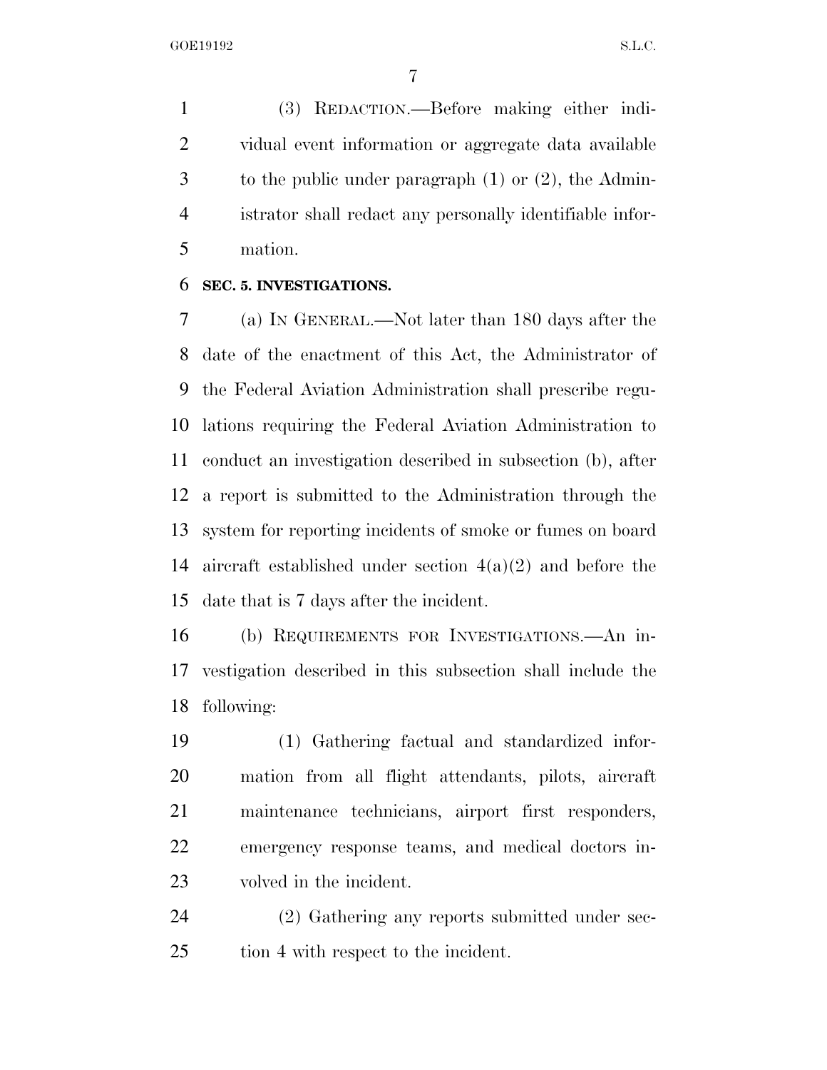(3) REDACTION.—Before making either individual event information or aggregate data available to the public under paragraph (1) or (2), the Administrator shall redact any personally identifiable information.

**SEC. 5. INVESTIGATIONS.**

(a) IN GENERAL.—Not later than 180 days after the date of the enactment of this Act, the Administrator of the Federal Aviation Administration shall prescribe regulations requiring the Federal Aviation Administration to conduct an investigation described in subsection (b), after a report is submitted to the Administration through the system for reporting incidents of smoke or fumes on board aircraft established under section 4(a)(2) and before the date that is 7 days after the incident.

(b) REQUIREMENTS FOR INVESTIGATIONS.—An investigation described in this subsection shall include the following:

(1) Gathering factual and standardized information from all flight attendants, pilots, aircraft maintenance technicians, airport first responders, emergency response teams, and medical doctors involved in the incident.

(2) Gathering any reports submitted under section 4 with respect to the incident.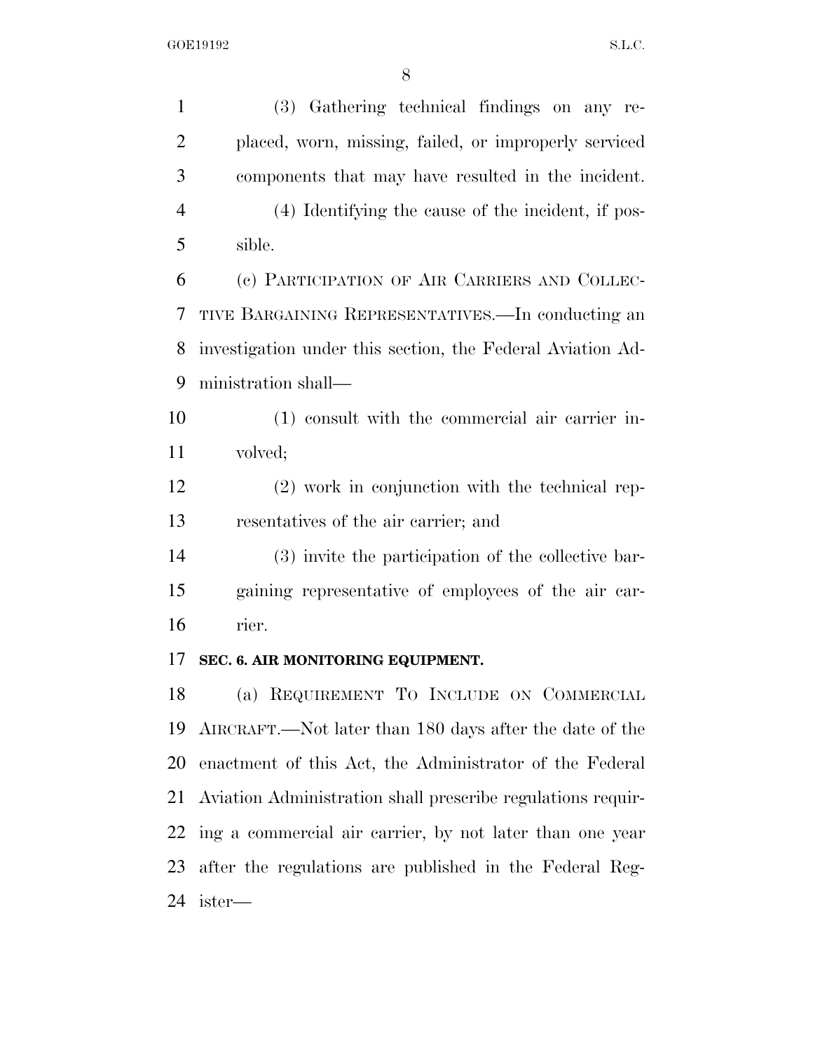(3) Gathering technical findings on any replaced, worn, missing, failed, or improperly serviced components that may have resulted in the incident.

(4) Identifying the cause of the incident, if possible.

(c) PARTICIPATION OF AIR CARRIERS AND COLLECTIVE BARGAINING REPRESENTATIVES.—In conducting an investigation under this section, the Federal Aviation Administration shall—

(1) consult with the commercial air carrier involved;

(2) work in conjunction with the technical representatives of the air carrier; and

(3) invite the participation of the collective bargaining representative of employees of the air carrier.

**SEC. 6. AIR MONITORING EQUIPMENT.**

(a) REQUIREMENT TO INCLUDE ON COMMERCIAL AIRCRAFT.—Not later than 180 days after the date of the enactment of this Act, the Administrator of the Federal Aviation Administration shall prescribe regulations requiring a commercial air carrier, by not later than one year after the regulations are published in the Federal Register—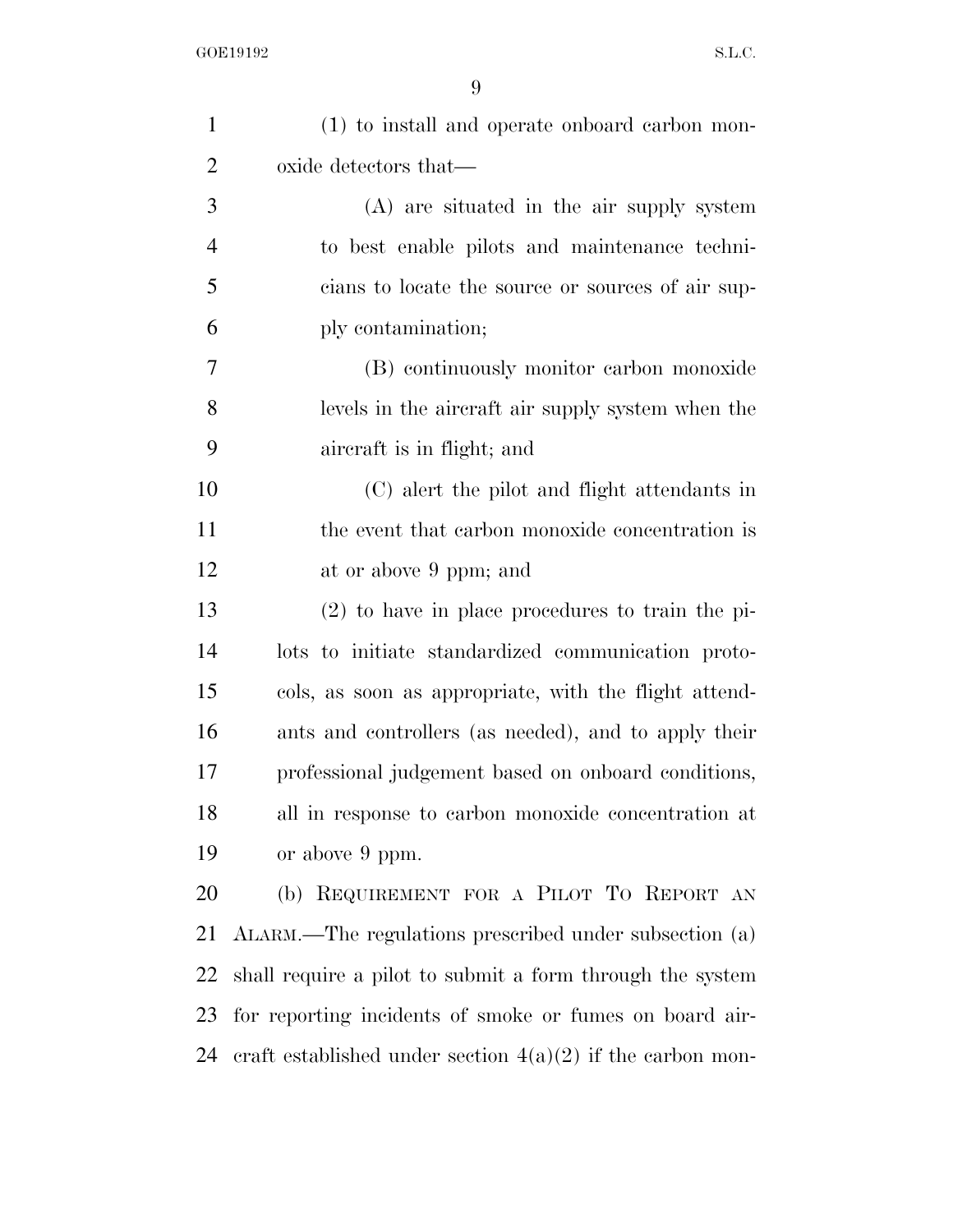(1) to install and operate onboard carbon monoxide detectors that—

(A) are situated in the air supply system to best enable pilots and maintenance technicians to locate the source or sources of air supply contamination;

(B) continuously monitor carbon monoxide levels in the aircraft air supply system when the aircraft is in flight; and

(C) alert the pilot and flight attendants in the event that carbon monoxide concentration is at or above 9 ppm; and

(2) to have in place procedures to train the pilots to initiate standardized communication protocols, as soon as appropriate, with the flight attendants and controllers (as needed), and to apply their professional judgement based on onboard conditions, all in response to carbon monoxide concentration at or above 9 ppm.

(b) REQUIREMENT FOR A PILOT TO REPORT AN ALARM.—The regulations prescribed under subsection (a) shall require a pilot to submit a form through the system for reporting incidents of smoke or fumes on board aircraft established under section 4(a)(2) if the carbon mon-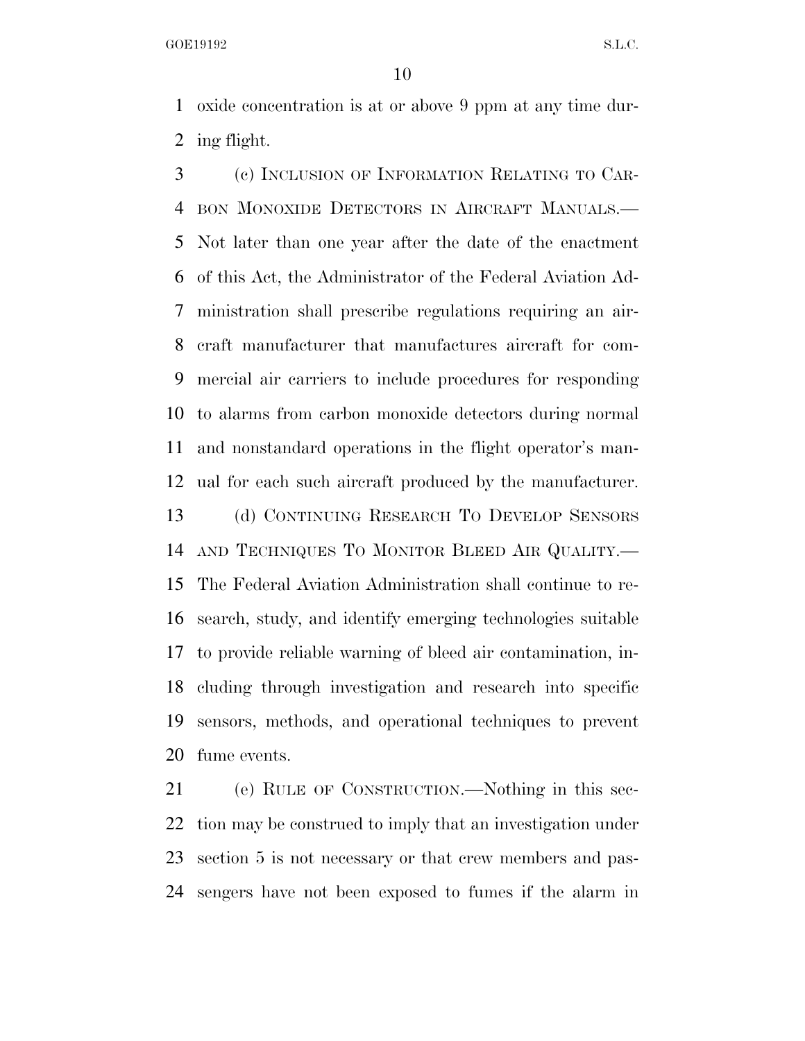oxide concentration is at or above 9 ppm at any time during flight.

(c) INCLUSION OF INFORMATION RELATING TO CARBON MONOXIDE DETECTORS IN AIRCRAFT MANUALS.—Not later than one year after the date of the enactment of this Act, the Administrator of the Federal Aviation Administration shall prescribe regulations requiring an aircraft manufacturer that manufactures aircraft for commercial air carriers to include procedures for responding to alarms from carbon monoxide detectors during normal and nonstandard operations in the flight operator's manual for each such aircraft produced by the manufacturer.

(d) CONTINUING RESEARCH TO DEVELOP SENSORS AND TECHNIQUES TO MONITOR BLEED AIR QUALITY.—The Federal Aviation Administration shall continue to research, study, and identify emerging technologies suitable to provide reliable warning of bleed air contamination, including through investigation and research into specific sensors, methods, and operational techniques to prevent fume events.

(e) RULE OF CONSTRUCTION.—Nothing in this section may be construed to imply that an investigation under section 5 is not necessary or that crew members and passengers have not been exposed to fumes if the alarm in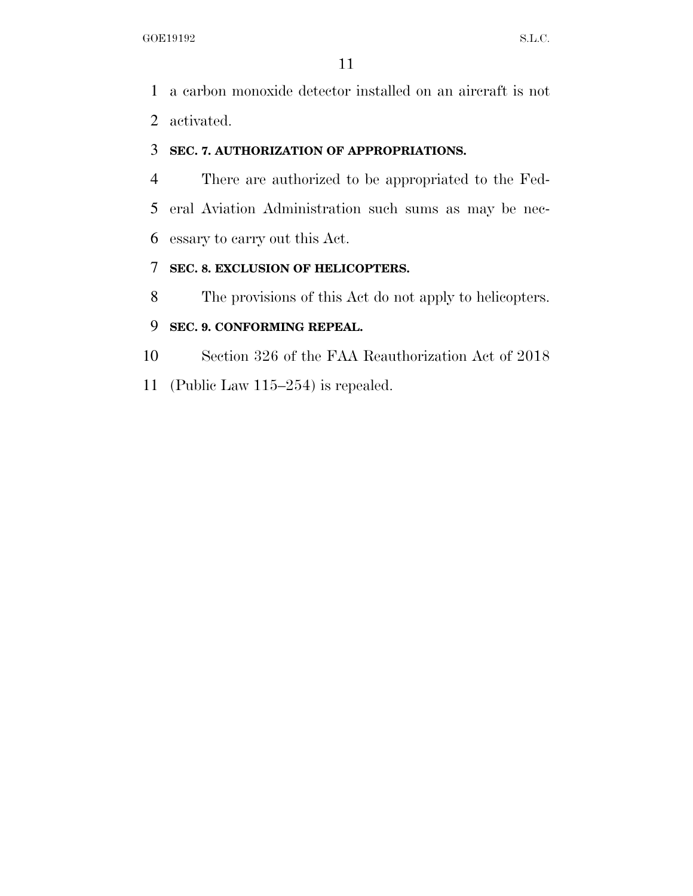a carbon monoxide detector installed on an aircraft is not activated.

### SEC. 7. AUTHORIZATION OF APPROPRIATIONS.

There are authorized to be appropriated to the Federal Aviation Administration such sums as may be necessary to carry out this Act.

### SEC. 8. EXCLUSION OF HELICOPTERS.

The provisions of this Act do not apply to helicopters.

### SEC. 9. CONFORMING REPEAL.

Section 326 of the FAA Reauthorization Act of 2018 (Public Law 115–254) is repealed.